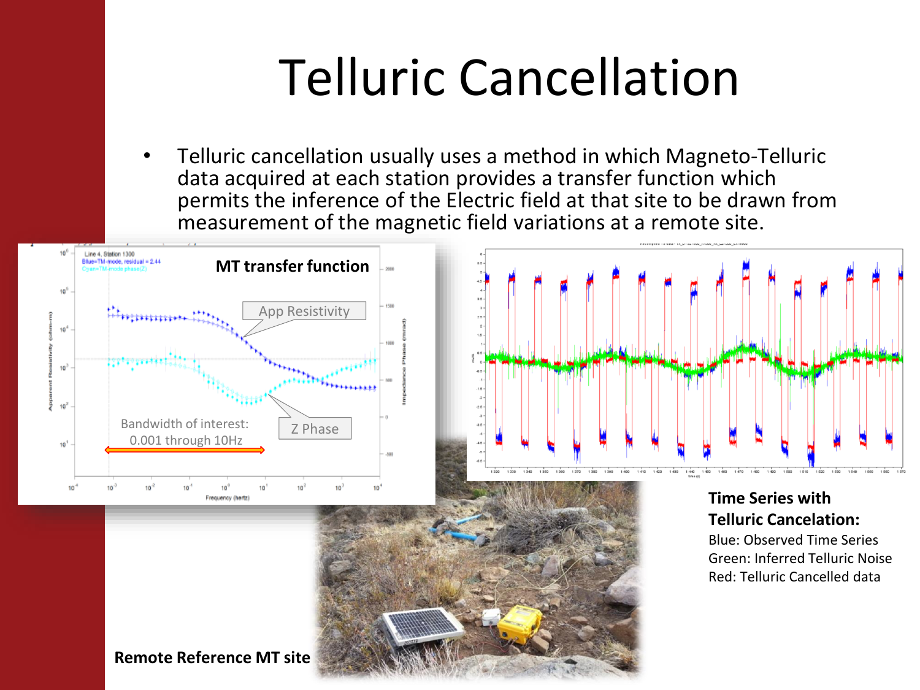# Telluric Cancellation

- Telluric cancellation usually uses a method in which Magneto-Telluric data acquired at each station provides a transfer function which permits the inference of the Electric field at that site to be drawn from measurement of the magnetic field variations at a remote site.

**MT transfer function**

App Resistivity

Z Phase

Bandwidth of interest: 0.001 through 10Hz

**Remote Reference MT site**

**Time Series with Telluric Cancelation:**

Blue: Observed Time Series
Green: Inferred Telluric Noise
Red: Telluric Cancelled data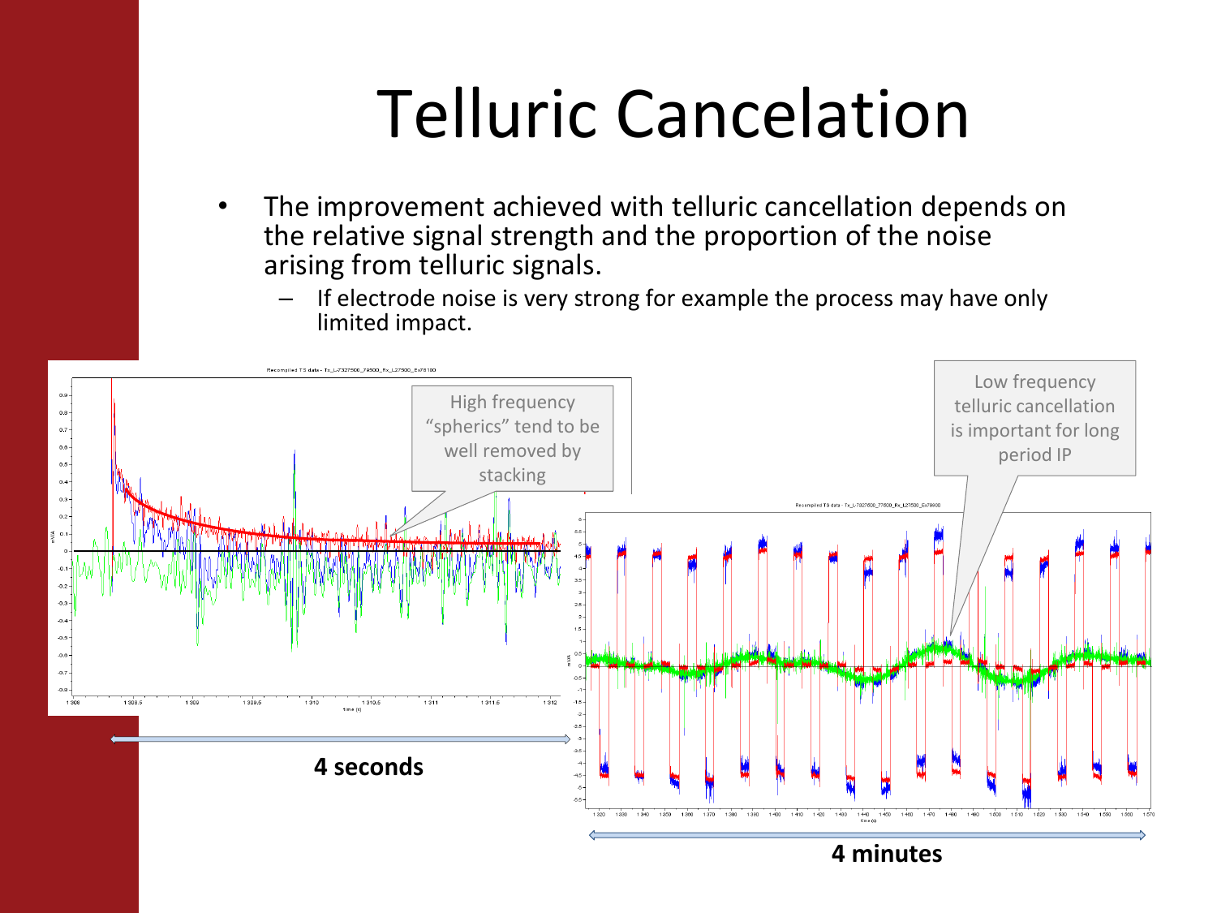# Telluric Cancelation

- The improvement achieved with telluric cancellation depends on the relative signal strength and the proportion of the noise arising from telluric signals.
  - If electrode noise is very strong for example the process may have only limited impact.

High frequency "spherics" tend to be well removed by stacking

Low frequency telluric cancellation is important for long period IP

**4 seconds**

**4 minutes**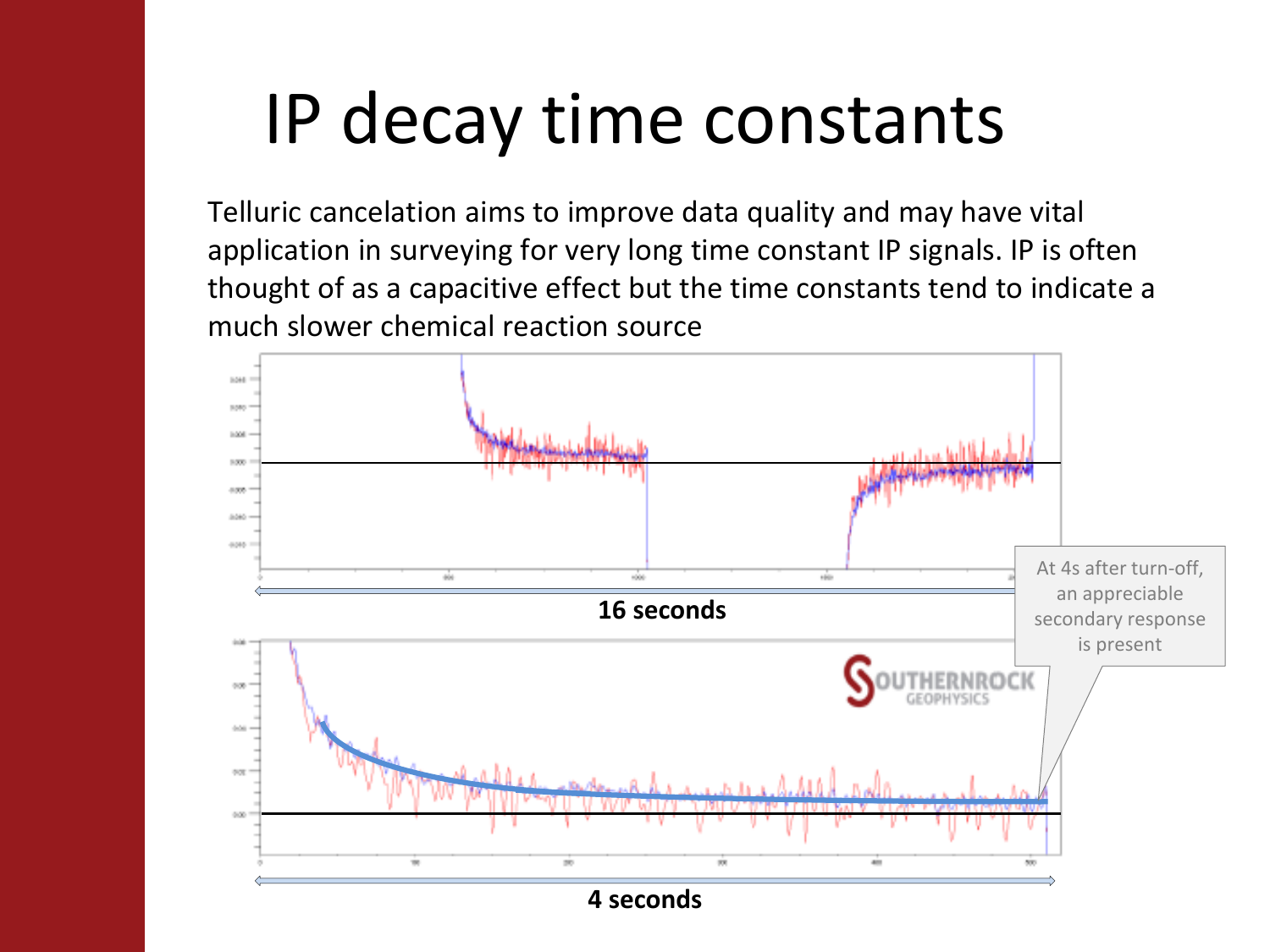# IP decay time constants

Telluric cancelation aims to improve data quality and may have vital application in surveying for very long time constant IP signals. IP is often thought of as a capacitive effect but the time constants tend to indicate a much slower chemical reaction source

16 seconds

At 4s after turn-off, an appreciable secondary response is present

SOUTHERNROCK GEOPHYSICS

4 seconds